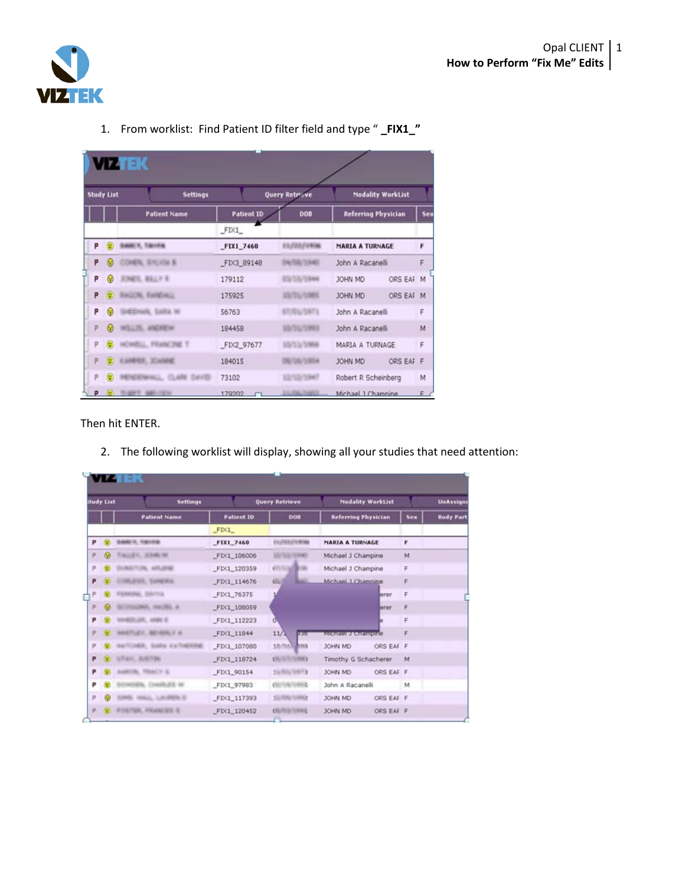1. From worklist: Find Patient ID filter field and type " **_FIX1_"**

Then hit ENTER.

2. The following worklist will display, showing all your studies that need attention: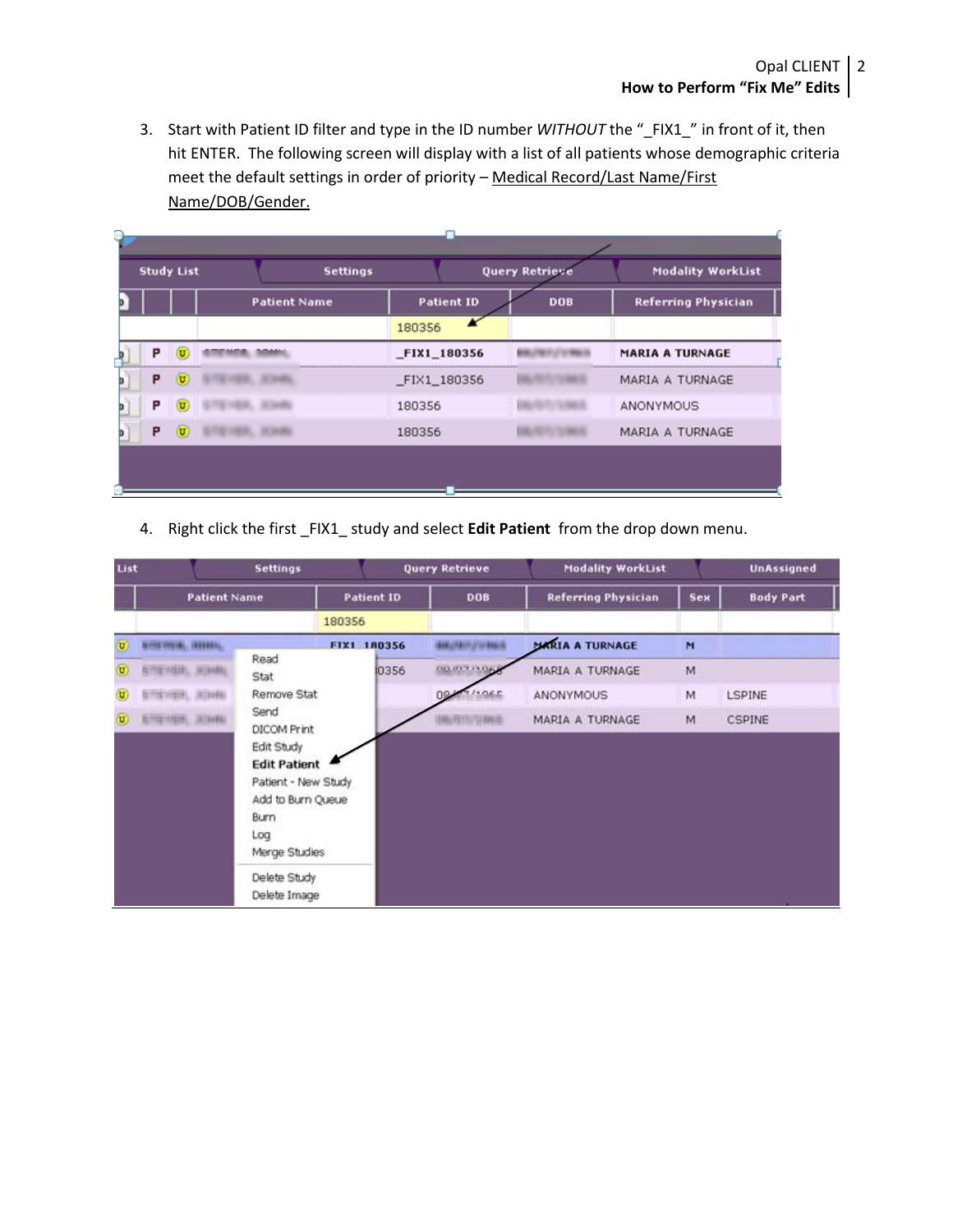3. Start with Patient ID filter and type in the ID number *WITHOUT* the "_FIX1_" in front of it, then hit ENTER. The following screen will display with a list of all patients whose demographic criteria meet the default settings in order of priority – Medical Record/Last Name/First Name/DOB/Gender.

4. Right click the first _FIX1_ study and select **Edit Patient** from the drop down menu.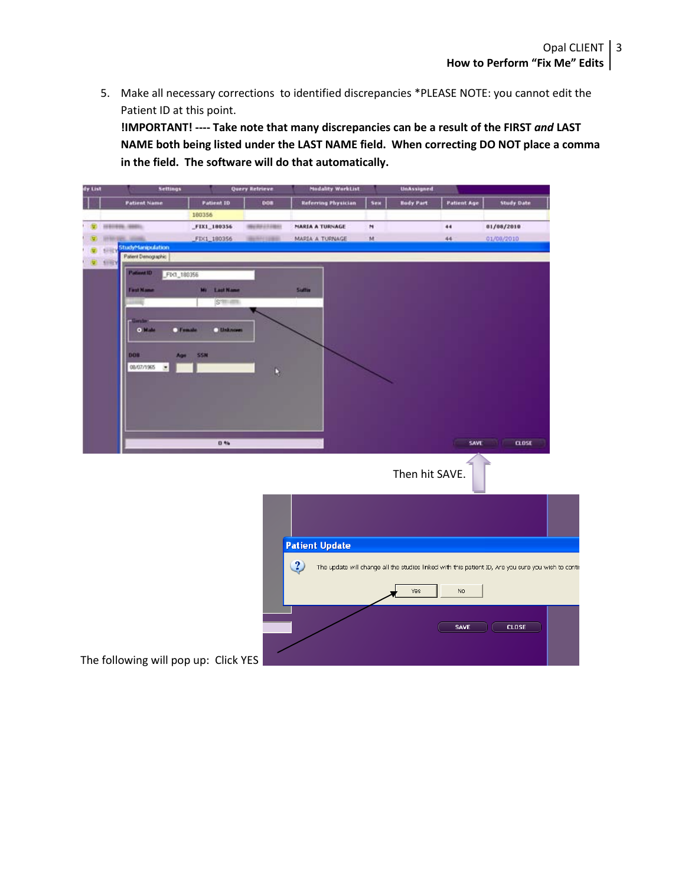5. Make all necessary corrections to identified discrepancies *PLEASE NOTE: you cannot edit the Patient ID at this point.
   **!IMPORTANT! ---- Take note that many discrepancies can be a result of the FIRST *and* LAST NAME both being listed under the LAST NAME field. When correcting DO NOT place a comma in the field. The software will do that automatically.**

Then hit SAVE.

The following will pop up: Click YES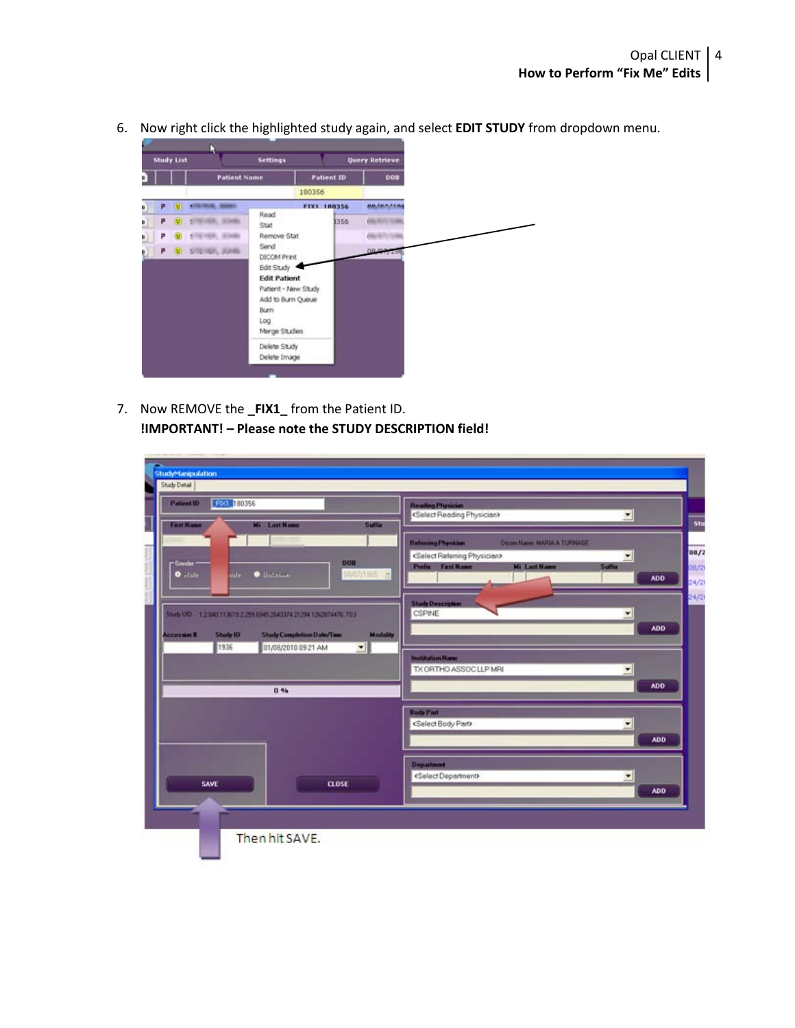6. Now right click the highlighted study again, and select **EDIT STUDY** from dropdown menu.

7. Now REMOVE the **_FIX1_** from the Patient ID.
   **!IMPORTANT! – Please note the STUDY DESCRIPTION field!**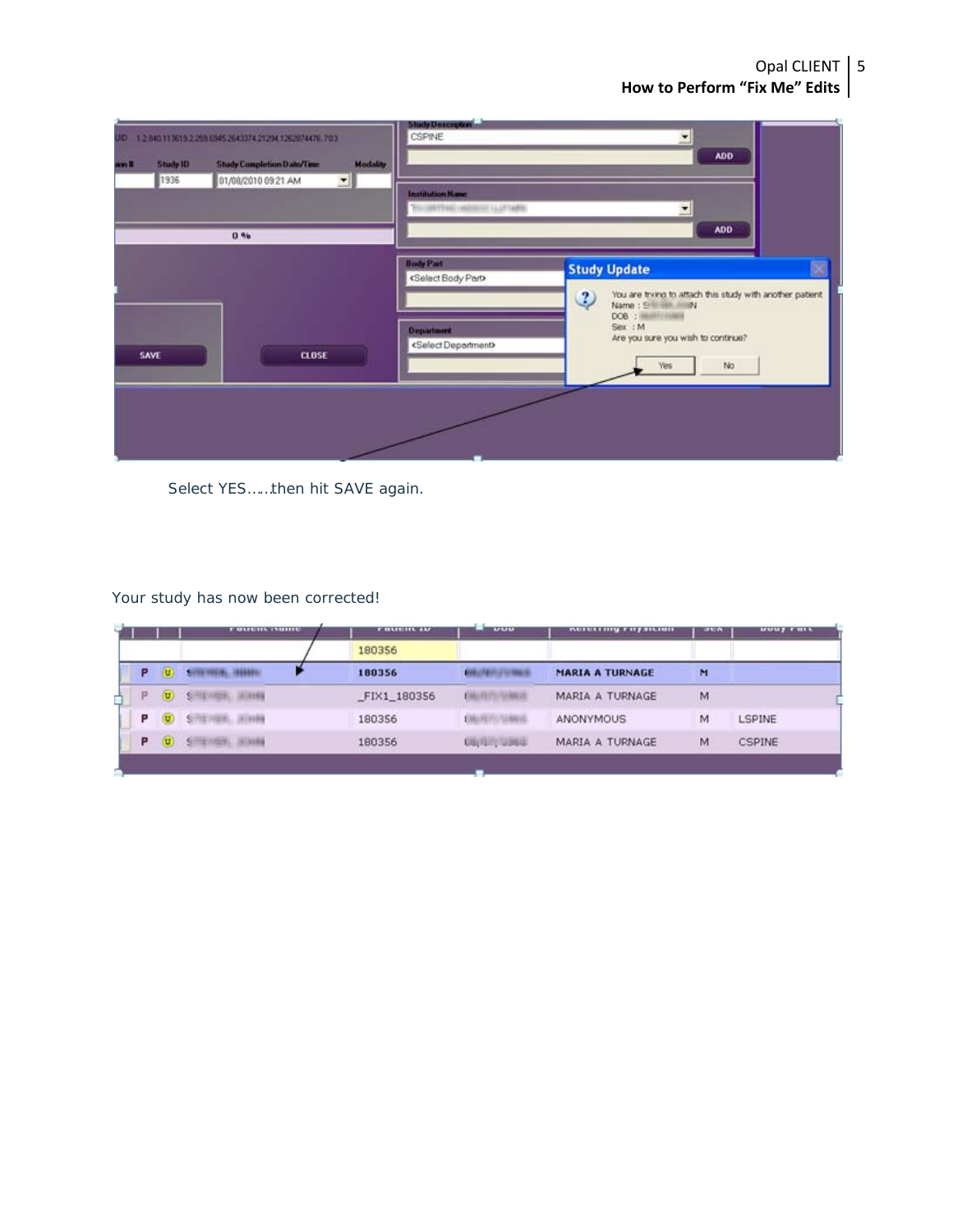Select YES……then hit SAVE again.

Your study has now been corrected!